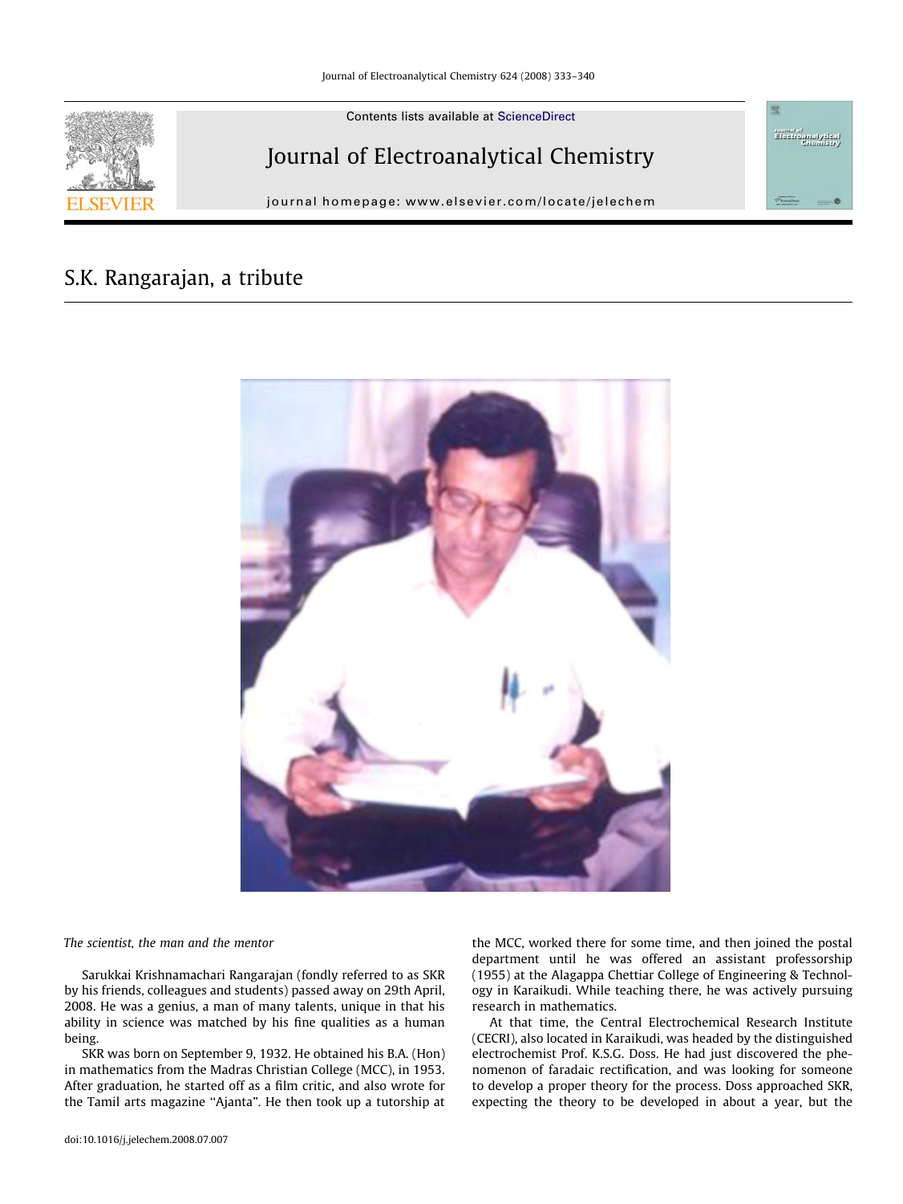# S.K. Rangarajan, a tribute

*The scientist, the man and the mentor*

Sarukkai Krishnamachari Rangarajan (fondly referred to as SKR by his friends, colleagues and students) passed away on 29th April, 2008. He was a genius, a man of many talents, unique in that his ability in science was matched by his fine qualities as a human being.

SKR was born on September 9, 1932. He obtained his B.A. (Hon) in mathematics from the Madras Christian College (MCC), in 1953. After graduation, he started off as a film critic, and also wrote for the Tamil arts magazine "Ajanta". He then took up a tutorship at the MCC, worked there for some time, and then joined the postal department until he was offered an assistant professorship (1955) at the Alagappa Chettiar College of Engineering & Technology in Karaikudi. While teaching there, he was actively pursuing research in mathematics.

At that time, the Central Electrochemical Research Institute (CECRI), also located in Karaikudi, was headed by the distinguished electrochemist Prof. K.S.G. Doss. He had just discovered the phenomenon of faradaic rectification, and was looking for someone to develop a proper theory for the process. Doss approached SKR, expecting the theory to be developed in about a year, but the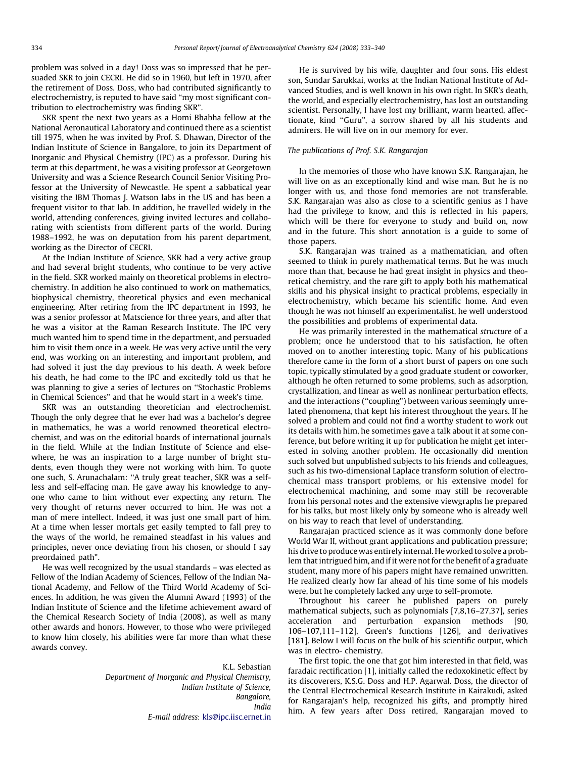problem was solved in a day! Doss was so impressed that he persuaded SKR to join CECRI. He did so in 1960, but left in 1970, after the retirement of Doss. Doss, who had contributed significantly to electrochemistry, is reputed to have said "my most significant contribution to electrochemistry was finding SKR".

SKR spent the next two years as a Homi Bhabha fellow at the National Aeronautical Laboratory and continued there as a scientist till 1975, when he was invited by Prof. S. Dhawan, Director of the Indian Institute of Science in Bangalore, to join its Department of Inorganic and Physical Chemistry (IPC) as a professor. During his term at this department, he was a visiting professor at Georgetown University and was a Science Research Council Senior Visiting Professor at the University of Newcastle. He spent a sabbatical year visiting the IBM Thomas J. Watson labs in the US and has been a frequent visitor to that lab. In addition, he travelled widely in the world, attending conferences, giving invited lectures and collaborating with scientists from different parts of the world. During 1988–1992, he was on deputation from his parent department, working as the Director of CECRI.

At the Indian Institute of Science, SKR had a very active group and had several bright students, who continue to be very active in the field. SKR worked mainly on theoretical problems in electrochemistry. In addition he also continued to work on mathematics, biophysical chemistry, theoretical physics and even mechanical engineering. After retiring from the IPC department in 1993, he was a senior professor at Matscience for three years, and after that he was a visitor at the Raman Research Institute. The IPC very much wanted him to spend time in the department, and persuaded him to visit them once in a week. He was very active until the very end, was working on an interesting and important problem, and had solved it just the day previous to his death. A week before his death, he had come to the IPC and excitedly told us that he was planning to give a series of lectures on "Stochastic Problems in Chemical Sciences" and that he would start in a week's time.

SKR was an outstanding theoretician and electrochemist. Though the only degree that he ever had was a bachelor's degree in mathematics, he was a world renowned theoretical electrochemist, and was on the editorial boards of international journals in the field. While at the Indian Institute of Science and elsewhere, he was an inspiration to a large number of bright students, even though they were not working with him. To quote one such, S. Arunachalam: "A truly great teacher, SKR was a selfless and self-effacing man. He gave away his knowledge to anyone who came to him without ever expecting any return. The very thought of returns never occurred to him. He was not a man of mere intellect. Indeed, it was just one small part of him. At a time when lesser mortals get easily tempted to fall prey to the ways of the world, he remained steadfast in his values and principles, never once deviating from his chosen, or should I say preordained path".

He was well recognized by the usual standards – was elected as Fellow of the Indian Academy of Sciences, Fellow of the Indian National Academy, and Fellow of the Third World Academy of Sciences. In addition, he was given the Alumni Award (1993) of the Indian Institute of Science and the lifetime achievement award of the Chemical Research Society of India (2008), as well as many other awards and honors. However, to those who were privileged to know him closely, his abilities were far more than what these awards convey.

He is survived by his wife, daughter and four sons. His eldest son, Sundar Sarukkai, works at the Indian National Institute of Advanced Studies, and is well known in his own right. In SKR's death, the world, and especially electrochemistry, has lost an outstanding scientist. Personally, I have lost my brilliant, warm hearted, affectionate, kind "Guru", a sorrow shared by all his students and admirers. He will live on in our memory for ever.

K.L. Sebastian
*Department of Inorganic and Physical Chemistry,*
*Indian Institute of Science,*
*Bangalore,*
*India*
*E-mail address:* kls@ipc.iisc.ernet.in

### *The publications of Prof. S.K. Rangarajan*

In the memories of those who have known S.K. Rangarajan, he will live on as an exceptionally kind and wise man. But he is no longer with us, and those fond memories are not transferable. S.K. Rangarajan was also as close to a scientific genius as I have had the privilege to know, and this is reflected in his papers, which will be there for everyone to study and build on, now and in the future. This short annotation is a guide to some of those papers.

S.K. Rangarajan was trained as a mathematician, and often seemed to think in purely mathematical terms. But he was much more than that, because he had great insight in physics and theoretical chemistry, and the rare gift to apply both his mathematical skills and his physical insight to practical problems, especially in electrochemistry, which became his scientific home. And even though he was not himself an experimentalist, he well understood the possibilities and problems of experimental data.

He was primarily interested in the mathematical *structure* of a problem; once he understood that to his satisfaction, he often moved on to another interesting topic. Many of his publications therefore came in the form of a short burst of papers on one such topic, typically stimulated by a good graduate student or coworker, although he often returned to some problems, such as adsorption, crystallization, and linear as well as nonlinear perturbation effects, and the interactions ("coupling") between various seemingly unrelated phenomena, that kept his interest throughout the years. If he solved a problem and could not find a worthy student to work out its details with him, he sometimes gave a talk about it at some conference, but before writing it up for publication he might get interested in solving another problem. He occasionally did mention such solved but unpublished subjects to his friends and colleagues, such as his two-dimensional Laplace transform solution of electrochemical mass transport problems, or his extensive model for electrochemical machining, and some may still be recoverable from his personal notes and the extensive viewgraphs he prepared for his talks, but most likely only by someone who is already well on his way to reach that level of understanding.

Rangarajan practiced science as it was commonly done before World War II, without grant applications and publication pressure; his drive to produce was entirely internal. He worked to solve a problem that intrigued him, and if it were not for the benefit of a graduate student, many more of his papers might have remained unwritten. He realized clearly how far ahead of his time some of his models were, but he completely lacked any urge to self-promote.

Throughout his career he published papers on purely mathematical subjects, such as polynomials [7,8,16–27,37], series acceleration and perturbation expansion methods [90, 106–107,111–112], Green's functions [126], and derivatives [181]. Below I will focus on the bulk of his scientific output, which was in electro- chemistry.

The first topic, the one that got him interested in that field, was faradaic rectification [1], initially called the redoxokinetic effect by its discoverers, K.S.G. Doss and H.P. Agarwal. Doss, the director of the Central Electrochemical Research Institute in Kairakudi, asked for Rangarajan's help, recognized his gifts, and promptly hired him. A few years after Doss retired, Rangarajan moved to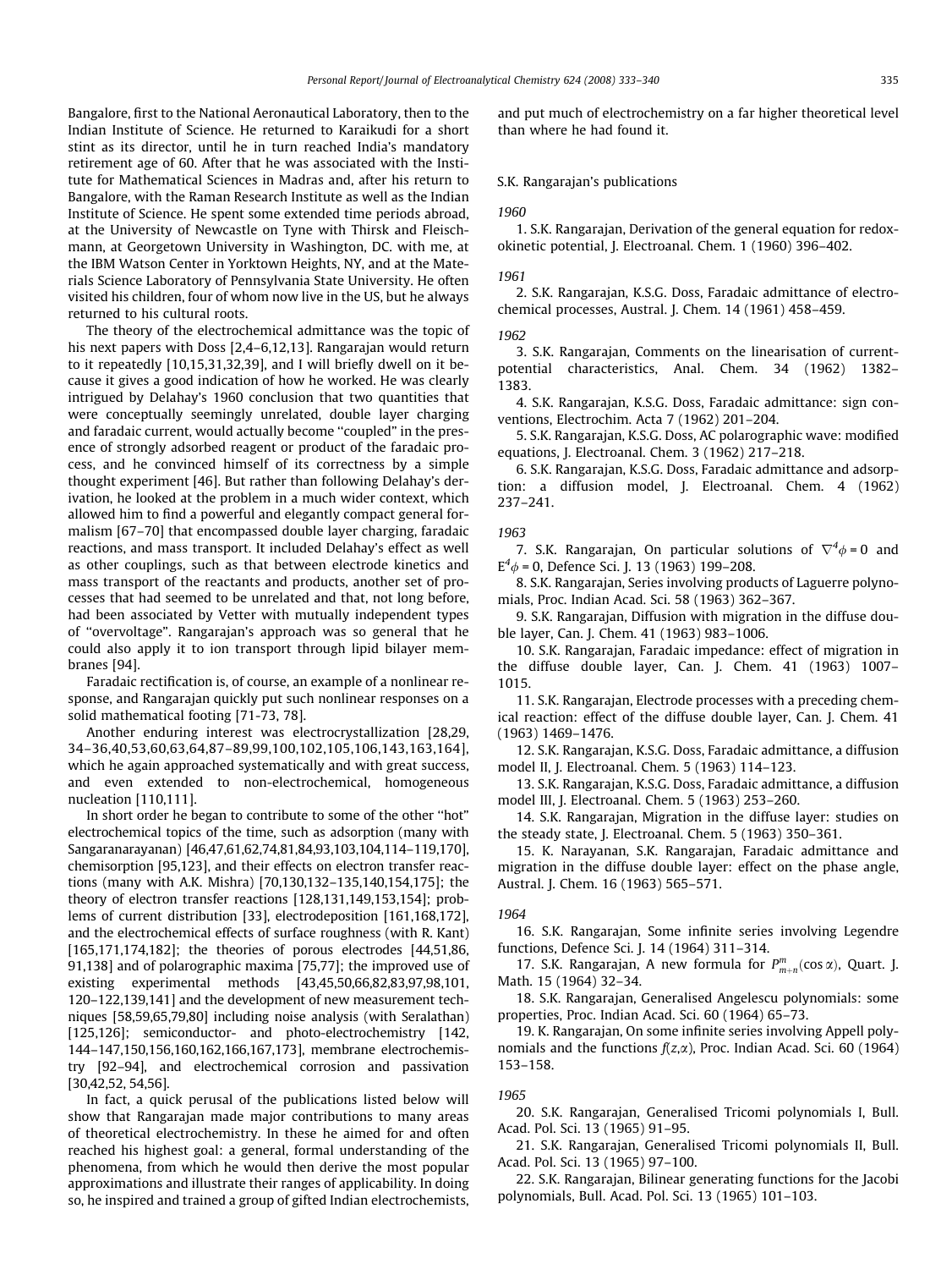Bangalore, first to the National Aeronautical Laboratory, then to the Indian Institute of Science. He returned to Karaikudi for a short stint as its director, until he in turn reached India's mandatory retirement age of 60. After that he was associated with the Institute for Mathematical Sciences in Madras and, after his return to Bangalore, with the Raman Research Institute as well as the Indian Institute of Science. He spent some extended time periods abroad, at the University of Newcastle on Tyne with Thirsk and Fleischmann, at Georgetown University in Washington, DC. with me, at the IBM Watson Center in Yorktown Heights, NY, and at the Materials Science Laboratory of Pennsylvania State University. He often visited his children, four of whom now live in the US, but he always returned to his cultural roots.

The theory of the electrochemical admittance was the topic of his next papers with Doss [2,4–6,12,13]. Rangarajan would return to it repeatedly [10,15,31,32,39], and I will briefly dwell on it because it gives a good indication of how he worked. He was clearly intrigued by Delahay's 1960 conclusion that two quantities that were conceptually seemingly unrelated, double layer charging and faradaic current, would actually become "coupled" in the presence of strongly adsorbed reagent or product of the faradaic process, and he convinced himself of its correctness by a simple thought experiment [46]. But rather than following Delahay's derivation, he looked at the problem in a much wider context, which allowed him to find a powerful and elegantly compact general formalism [67–70] that encompassed double layer charging, faradaic reactions, and mass transport. It included Delahay's effect as well as other couplings, such as that between electrode kinetics and mass transport of the reactants and products, another set of processes that had seemed to be unrelated and that, not long before, had been associated by Vetter with mutually independent types of "overvoltage". Rangarajan's approach was so general that he could also apply it to ion transport through lipid bilayer membranes [94].

Faradaic rectification is, of course, an example of a nonlinear response, and Rangarajan quickly put such nonlinear responses on a solid mathematical footing [71-73, 78].

Another enduring interest was electrocrystallization [28,29, 34–36,40,53,60,63,64,87–89,99,100,102,105,106,143,163,164], which he again approached systematically and with great success, and even extended to non-electrochemical, homogeneous nucleation [110,111].

In short order he began to contribute to some of the other "hot" electrochemical topics of the time, such as adsorption (many with Sangaranarayanan) [46,47,61,62,74,81,84,93,103,104,114–119,170], chemisorption [95,123], and their effects on electron transfer reactions (many with A.K. Mishra) [70,130,132–135,140,154,175]; the theory of electron transfer reactions [128,131,149,153,154]; problems of current distribution [33], electrodeposition [161,168,172], and the electrochemical effects of surface roughness (with R. Kant) [165,171,174,182]; the theories of porous electrodes [44,51,86, 91,138] and of polarographic maxima [75,77]; the improved use of existing experimental methods [43,45,50,66,82,83,97,98,101, 120–122,139,141] and the development of new measurement techniques [58,59,65,79,80] including noise analysis (with Seralathan) [125,126]; semiconductor- and photo-electrochemistry [142, 144–147,150,156,160,162,166,167,173], membrane electrochemistry [92–94], and electrochemical corrosion and passivation [30,42,52, 54,56].

In fact, a quick perusal of the publications listed below will show that Rangarajan made major contributions to many areas of theoretical electrochemistry. In these he aimed for and often reached his highest goal: a general, formal understanding of the phenomena, from which he would then derive the most popular approximations and illustrate their ranges of applicability. In doing so, he inspired and trained a group of gifted Indian electrochemists, and put much of electrochemistry on a far higher theoretical level than where he had found it.

## S.K. Rangarajan's publications

*1960*

1. S.K. Rangarajan, Derivation of the general equation for redoxokinetic potential, J. Electroanal. Chem. 1 (1960) 396–402.

*1961*

2. S.K. Rangarajan, K.S.G. Doss, Faradaic admittance of electrochemical processes, Austral. J. Chem. 14 (1961) 458–459.

*1962*

3. S.K. Rangarajan, Comments on the linearisation of current-potential characteristics, Anal. Chem. 34 (1962) 1382–1383.
4. S.K. Rangarajan, K.S.G. Doss, Faradaic admittance: sign conventions, Electrochim. Acta 7 (1962) 201–204.
5. S.K. Rangarajan, K.S.G. Doss, AC polarographic wave: modified equations, J. Electroanal. Chem. 3 (1962) 217–218.
6. S.K. Rangarajan, K.S.G. Doss, Faradaic admittance and adsorption: a diffusion model, J. Electroanal. Chem. 4 (1962) 237–241.

*1963*

7. S.K. Rangarajan, On particular solutions of $\nabla^4\phi = 0$ and $E^4\phi = 0$, Defence Sci. J. 13 (1963) 199–208.
8. S.K. Rangarajan, Series involving products of Laguerre polynomials, Proc. Indian Acad. Sci. 58 (1963) 362–367.
9. S.K. Rangarajan, Diffusion with migration in the diffuse double layer, Can. J. Chem. 41 (1963) 983–1006.
10. S.K. Rangarajan, Faradaic impedance: effect of migration in the diffuse double layer, Can. J. Chem. 41 (1963) 1007–1015.
11. S.K. Rangarajan, Electrode processes with a preceding chemical reaction: effect of the diffuse double layer, Can. J. Chem. 41 (1963) 1469–1476.
12. S.K. Rangarajan, K.S.G. Doss, Faradaic admittance, a diffusion model II, J. Electroanal. Chem. 5 (1963) 114–123.
13. S.K. Rangarajan, K.S.G. Doss, Faradaic admittance, a diffusion model III, J. Electroanal. Chem. 5 (1963) 253–260.
14. S.K. Rangarajan, Migration in the diffuse layer: studies on the steady state, J. Electroanal. Chem. 5 (1963) 350–361.
15. K. Narayanan, S.K. Rangarajan, Faradaic admittance and migration in the diffuse double layer: effect on the phase angle, Austral. J. Chem. 16 (1963) 565–571.

*1964*

16. S.K. Rangarajan, Some infinite series involving Legendre functions, Defence Sci. J. 14 (1964) 311–314.
17. S.K. Rangarajan, A new formula for $P^m_{m+n}(\cos\alpha)$, Quart. J. Math. 15 (1964) 32–34.
18. S.K. Rangarajan, Generalised Angelescu polynomials: some properties, Proc. Indian Acad. Sci. 60 (1964) 65–73.
19. K. Rangarajan, On some infinite series involving Appell polynomials and the functions $f(z,\alpha)$, Proc. Indian Acad. Sci. 60 (1964) 153–158.

*1965*

20. S.K. Rangarajan, Generalised Tricomi polynomials I, Bull. Acad. Pol. Sci. 13 (1965) 91–95.
21. S.K. Rangarajan, Generalised Tricomi polynomials II, Bull. Acad. Pol. Sci. 13 (1965) 97–100.
22. S.K. Rangarajan, Bilinear generating functions for the Jacobi polynomials, Bull. Acad. Pol. Sci. 13 (1965) 101–103.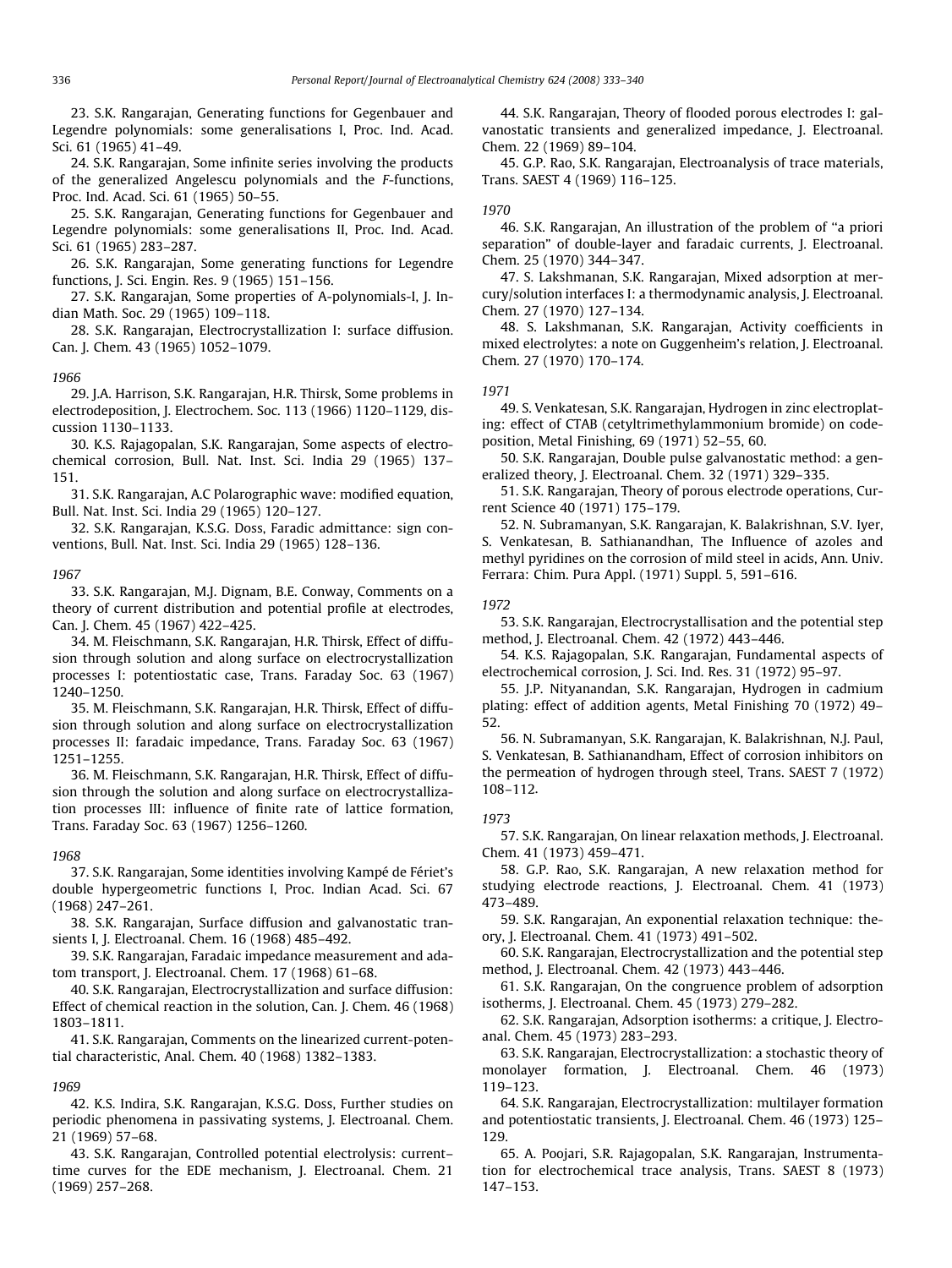23. S.K. Rangarajan, Generating functions for Gegenbauer and Legendre polynomials: some generalisations I, Proc. Ind. Acad. Sci. 61 (1965) 41–49.

24. S.K. Rangarajan, Some infinite series involving the products of the generalized Angelescu polynomials and the *F*-functions, Proc. Ind. Acad. Sci. 61 (1965) 50–55.

25. S.K. Rangarajan, Generating functions for Gegenbauer and Legendre polynomials: some generalisations II, Proc. Ind. Acad. Sci. 61 (1965) 283–287.

26. S.K. Rangarajan, Some generating functions for Legendre functions, J. Sci. Engin. Res. 9 (1965) 151–156.

27. S.K. Rangarajan, Some properties of A-polynomials-I, J. Indian Math. Soc. 29 (1965) 109–118.

28. S.K. Rangarajan, Electrocrystallization I: surface diffusion. Can. J. Chem. 43 (1965) 1052–1079.

*1966*

29. J.A. Harrison, S.K. Rangarajan, H.R. Thirsk, Some problems in electrodeposition, J. Electrochem. Soc. 113 (1966) 1120–1129, discussion 1130–1133.

30. K.S. Rajagopalan, S.K. Rangarajan, Some aspects of electrochemical corrosion, Bull. Nat. Inst. Sci. India 29 (1965) 137–151.

31. S.K. Rangarajan, A.C Polarographic wave: modified equation, Bull. Nat. Inst. Sci. India 29 (1965) 120–127.

32. S.K. Rangarajan, K.S.G. Doss, Faradic admittance: sign conventions, Bull. Nat. Inst. Sci. India 29 (1965) 128–136.

*1967*

33. S.K. Rangarajan, M.J. Dignam, B.E. Conway, Comments on a theory of current distribution and potential profile at electrodes, Can. J. Chem. 45 (1967) 422–425.

34. M. Fleischmann, S.K. Rangarajan, H.R. Thirsk, Effect of diffusion through solution and along surface on electrocrystallization processes I: potentiostatic case, Trans. Faraday Soc. 63 (1967) 1240–1250.

35. M. Fleischmann, S.K. Rangarajan, H.R. Thirsk, Effect of diffusion through solution and along surface on electrocrystallization processes II: faradaic impedance, Trans. Faraday Soc. 63 (1967) 1251–1255.

36. M. Fleischmann, S.K. Rangarajan, H.R. Thirsk, Effect of diffusion through the solution and along surface on electrocrystallization processes III: influence of finite rate of lattice formation, Trans. Faraday Soc. 63 (1967) 1256–1260.

*1968*

37. S.K. Rangarajan, Some identities involving Kampé de Fériet's double hypergeometric functions I, Proc. Indian Acad. Sci. 67 (1968) 247–261.

38. S.K. Rangarajan, Surface diffusion and galvanostatic transients I, J. Electroanal. Chem. 16 (1968) 485–492.

39. S.K. Rangarajan, Faradaic impedance measurement and adatom transport, J. Electroanal. Chem. 17 (1968) 61–68.

40. S.K. Rangarajan, Electrocrystallization and surface diffusion: Effect of chemical reaction in the solution, Can. J. Chem. 46 (1968) 1803–1811.

41. S.K. Rangarajan, Comments on the linearized current-potential characteristic, Anal. Chem. 40 (1968) 1382–1383.

*1969*

42. K.S. Indira, S.K. Rangarajan, K.S.G. Doss, Further studies on periodic phenomena in passivating systems, J. Electroanal. Chem. 21 (1969) 57–68.

43. S.K. Rangarajan, Controlled potential electrolysis: current–time curves for the EDE mechanism, J. Electroanal. Chem. 21 (1969) 257–268.

44. S.K. Rangarajan, Theory of flooded porous electrodes I: galvanostatic transients and generalized impedance, J. Electroanal. Chem. 22 (1969) 89–104.

45. G.P. Rao, S.K. Rangarajan, Electroanalysis of trace materials, Trans. SAEST 4 (1969) 116–125.

*1970*

46. S.K. Rangarajan, An illustration of the problem of "a priori separation" of double-layer and faradaic currents, J. Electroanal. Chem. 25 (1970) 344–347.

47. S. Lakshmanan, S.K. Rangarajan, Mixed adsorption at mercury/solution interfaces I: a thermodynamic analysis, J. Electroanal. Chem. 27 (1970) 127–134.

48. S. Lakshmanan, S.K. Rangarajan, Activity coefficients in mixed electrolytes: a note on Guggenheim's relation, J. Electroanal. Chem. 27 (1970) 170–174.

*1971*

49. S. Venkatesan, S.K. Rangarajan, Hydrogen in zinc electroplating: effect of CTAB (cetyltrimethylammonium bromide) on codeposition, Metal Finishing, 69 (1971) 52–55, 60.

50. S.K. Rangarajan, Double pulse galvanostatic method: a generalized theory, J. Electroanal. Chem. 32 (1971) 329–335.

51. S.K. Rangarajan, Theory of porous electrode operations, Current Science 40 (1971) 175–179.

52. N. Subramanyan, S.K. Rangarajan, K. Balakrishnan, S.V. Iyer, S. Venkatesan, B. Sathianandhan, The Influence of azoles and methyl pyridines on the corrosion of mild steel in acids, Ann. Univ. Ferrara: Chim. Pura Appl. (1971) Suppl. 5, 591–616.

*1972*

53. S.K. Rangarajan, Electrocrystallisation and the potential step method, J. Electroanal. Chem. 42 (1972) 443–446.

54. K.S. Rajagopalan, S.K. Rangarajan, Fundamental aspects of electrochemical corrosion, J. Sci. Ind. Res. 31 (1972) 95–97.

55. J.P. Nityanandan, S.K. Rangarajan, Hydrogen in cadmium plating: effect of addition agents, Metal Finishing 70 (1972) 49–52.

56. N. Subramanyan, S.K. Rangarajan, K. Balakrishnan, N.J. Paul, S. Venkatesan, B. Sathianandham, Effect of corrosion inhibitors on the permeation of hydrogen through steel, Trans. SAEST 7 (1972) 108–112.

*1973*

57. S.K. Rangarajan, On linear relaxation methods, J. Electroanal. Chem. 41 (1973) 459–471.

58. G.P. Rao, S.K. Rangarajan, A new relaxation method for studying electrode reactions, J. Electroanal. Chem. 41 (1973) 473–489.

59. S.K. Rangarajan, An exponential relaxation technique: theory, J. Electroanal. Chem. 41 (1973) 491–502.

60. S.K. Rangarajan, Electrocrystallization and the potential step method, J. Electroanal. Chem. 42 (1973) 443–446.

61. S.K. Rangarajan, On the congruence problem of adsorption isotherms, J. Electroanal. Chem. 45 (1973) 279–282.

62. S.K. Rangarajan, Adsorption isotherms: a critique, J. Electroanal. Chem. 45 (1973) 283–293.

63. S.K. Rangarajan, Electrocrystallization: a stochastic theory of monolayer formation, J. Electroanal. Chem. 46 (1973) 119–123.

64. S.K. Rangarajan, Electrocrystallization: multilayer formation and potentiostatic transients, J. Electroanal. Chem. 46 (1973) 125–129.

65. A. Poojari, S.R. Rajagopalan, S.K. Rangarajan, Instrumentation for electrochemical trace analysis, Trans. SAEST 8 (1973) 147–153.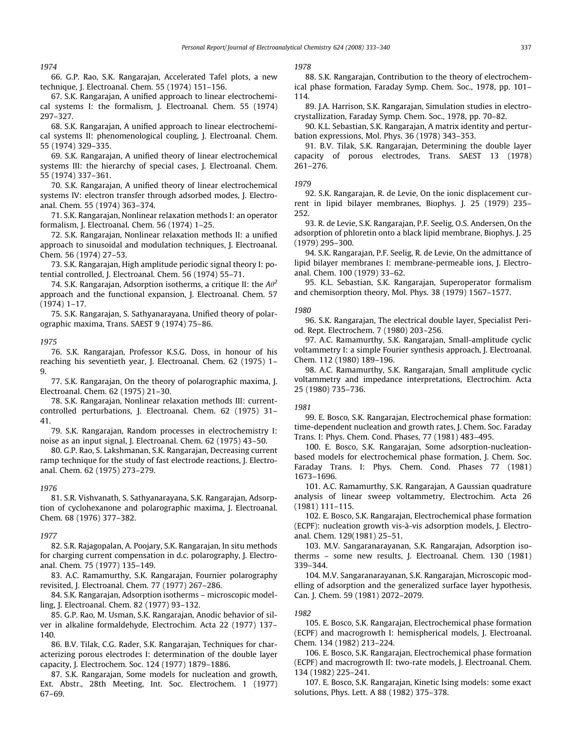*1974*

66. G.P. Rao, S.K. Rangarajan, Accelerated Tafel plots, a new technique, J. Electroanal. Chem. 55 (1974) 151–156.

67. S.K. Rangarajan, A unified approach to linear electrochemical systems I: the formalism, J. Electroanal. Chem. 55 (1974) 297–327.

68. S.K. Rangarajan, A unified approach to linear electrochemical systems II: phenomenological coupling, J. Electroanal. Chem. 55 (1974) 329–335.

69. S.K. Rangarajan, A unified theory of linear electrochemical systems III: the hierarchy of special cases, J. Electroanal. Chem. 55 (1974) 337–361.

70. S.K. Rangarajan, A unified theory of linear electrochemical systems IV: electron transfer through adsorbed modes, J. Electroanal. Chem. 55 (1974) 363–374.

71. S.K. Rangarajan, Nonlinear relaxation methods I: an operator formalism, J. Electroanal. Chem. 56 (1974) 1–25.

72. S.K. Rangarajan, Nonlinear relaxation methods II: a unified approach to sinusoidal and modulation techniques, J. Electroanal. Chem. 56 (1974) 27–53.

73. S.K. Rangarajan, High amplitude periodic signal theory I: potential controlled, J. Electroanal. Chem. 56 (1974) 55–71.

74. S.K. Rangarajan, Adsorption isotherms, a critique II: the $A\theta^2$ approach and the functional expansion, J. Electroanal. Chem. 57 (1974) 1–17.

75. S.K. Rangarajan, S. Sathyanarayana, Unified theory of polarographic maxima, Trans. SAEST 9 (1974) 75–86.

*1975*

76. S.K. Rangarajan, Professor K.S.G. Doss, in honour of his reaching his seventieth year, J. Electroanal. Chem. 62 (1975) 1–9.

77. S.K. Rangarajan, On the theory of polarographic maxima, J. Electroanal. Chem. 62 (1975) 21–30.

78. S.K. Rangarajan, Nonlinear relaxation methods III: current-controlled perturbations, J. Electroanal. Chem. 62 (1975) 31–41.

79. S.K. Rangarajan, Random processes in electrochemistry I: noise as an input signal, J. Electroanal. Chem. 62 (1975) 43–50.

80. G.P. Rao, S. Lakshmanan, S.K. Rangarajan, Decreasing current ramp technique for the study of fast electrode reactions, J. Electroanal. Chem. 62 (1975) 273–279.

*1976*

81. S.R. Vishvanath, S. Sathyanarayana, S.K. Rangarajan, Adsorption of cyclohexanone and polarographic maxima, J. Electroanal. Chem. 68 (1976) 377–382.

*1977*

82. S.R. Rajagopalan, A. Poojary, S.K. Rangarajan, In situ methods for charging current compensation in d.c. polarography, J. Electroanal. Chem. 75 (1977) 135–149.

83. A.C. Ramamurthy, S.K. Rangarajan, Fournier polarography revisited, J. Electroanal. Chem. 77 (1977) 267–286.

84. S.K. Rangarajan, Adsorption isotherms – microscopic modelling, J. Electroanal. Chem. 82 (1977) 93–132.

85. G.P. Rao, M. Usman, S.K. Rangarajan, Anodic behavior of silver in alkaline formaldehyde, Electrochim. Acta 22 (1977) 137–140.

86. B.V. Tilak, C.G. Rader, S.K. Rangarajan, Techniques for characterizing porous electrodes I: determination of the double layer capacity, J. Electrochem. Soc. 124 (1977) 1879–1886.

87. S.K. Rangarajan, Some models for nucleation and growth, Ext. Abstr., 28th Meeting, Int. Soc. Electrochem. 1 (1977) 67–69.

*1978*

88. S.K. Rangarajan, Contribution to the theory of electrochemical phase formation, Faraday Symp. Chem. Soc., 1978, pp. 101–114.

89. J.A. Harrison, S.K. Rangarajan, Simulation studies in electrocrystallization, Faraday Symp. Chem. Soc., 1978, pp. 70–82.

90. K.L. Sebastian, S.K. Rangarajan, A matrix identity and perturbation expressions, Mol. Phys. 36 (1978) 343–353.

91. B.V. Tilak, S.K. Rangarajan, Determining the double layer capacity of porous electrodes, Trans. SAEST 13 (1978) 261–276.

*1979*

92. S.K. Rangarajan, R. de Levie, On the ionic displacement current in lipid bilayer membranes, Biophys. J. 25 (1979) 235–252.

93. R. de Levie, S.K. Rangarajan, P.F. Seelig, O.S. Andersen, On the adsorption of phloretin onto a black lipid membrane, Biophys. J. 25 (1979) 295–300.

94. S.K. Rangarajan, P.F. Seelig, R. de Levie, On the admittance of lipid bilayer membranes I: membrane-permeable ions, J. Electroanal. Chem. 100 (1979) 33–62.

95. K.L. Sebastian, S.K. Rangarajan, Superoperator formalism and chemisorption theory, Mol. Phys. 38 (1979) 1567–1577.

*1980*

96. S.K. Rangarajan, The electrical double layer, Specialist Period. Rept. Electrochem. 7 (1980) 203–256.

97. A.C. Ramamurthy, S.K. Rangarajan, Small-amplitude cyclic voltammetry I: a simple Fourier synthesis approach, J. Electroanal. Chem. 112 (1980) 189–196.

98. A.C. Ramamurthy, S.K. Rangarajan, Small amplitude cyclic voltammetry and impedance interpretations, Electrochim. Acta 25 (1980) 735–736.

*1981*

99. E. Bosco, S.K. Rangarajan, Electrochemical phase formation: time-dependent nucleation and growth rates, J. Chem. Soc. Faraday Trans. I: Phys. Chem. Cond. Phases, 77 (1981) 483–495.

100. E. Bosco, S.K. Rangarajan, Some adsorption-nucleation-based models for electrochemical phase formation, J. Chem. Soc. Faraday Trans. I: Phys. Chem. Cond. Phases 77 (1981) 1673–1696.

101. A.C. Ramamurthy, S.K. Rangarajan, A Gaussian quadrature analysis of linear sweep voltammetry, Electrochim. Acta 26 (1981) 111–115.

102. E. Bosco, S.K. Rangarajan, Electrochemical phase formation (ECPF): nucleation growth vis-à-vis adsorption models, J. Electroanal. Chem. 129(1981) 25–51.

103. M.V. Sangaranarayanan, S.K. Rangarajan, Adsorption isotherms – some new results, J. Electroanal. Chem. 130 (1981) 339–344.

104. M.V. Sangaranarayanan, S.K. Rangarajan, Microscopic modelling of adsorption and the generalized surface layer hypothesis, Can. J. Chem. 59 (1981) 2072–2079.

*1982*

105. E. Bosco, S.K. Rangarajan, Electrochemical phase formation (ECPF) and macrogrowth I: hemispherical models, J. Electroanal. Chem. 134 (1982) 213–224.

106. E. Bosco, S.K. Rangarajan, Electrochemical phase formation (ECPF) and macrogrowth II: two-rate models, J. Electroanal. Chem. 134 (1982) 225–241.

107. E. Bosco, S.K. Rangarajan, Kinetic Ising models: some exact solutions, Phys. Lett. A 88 (1982) 375–378.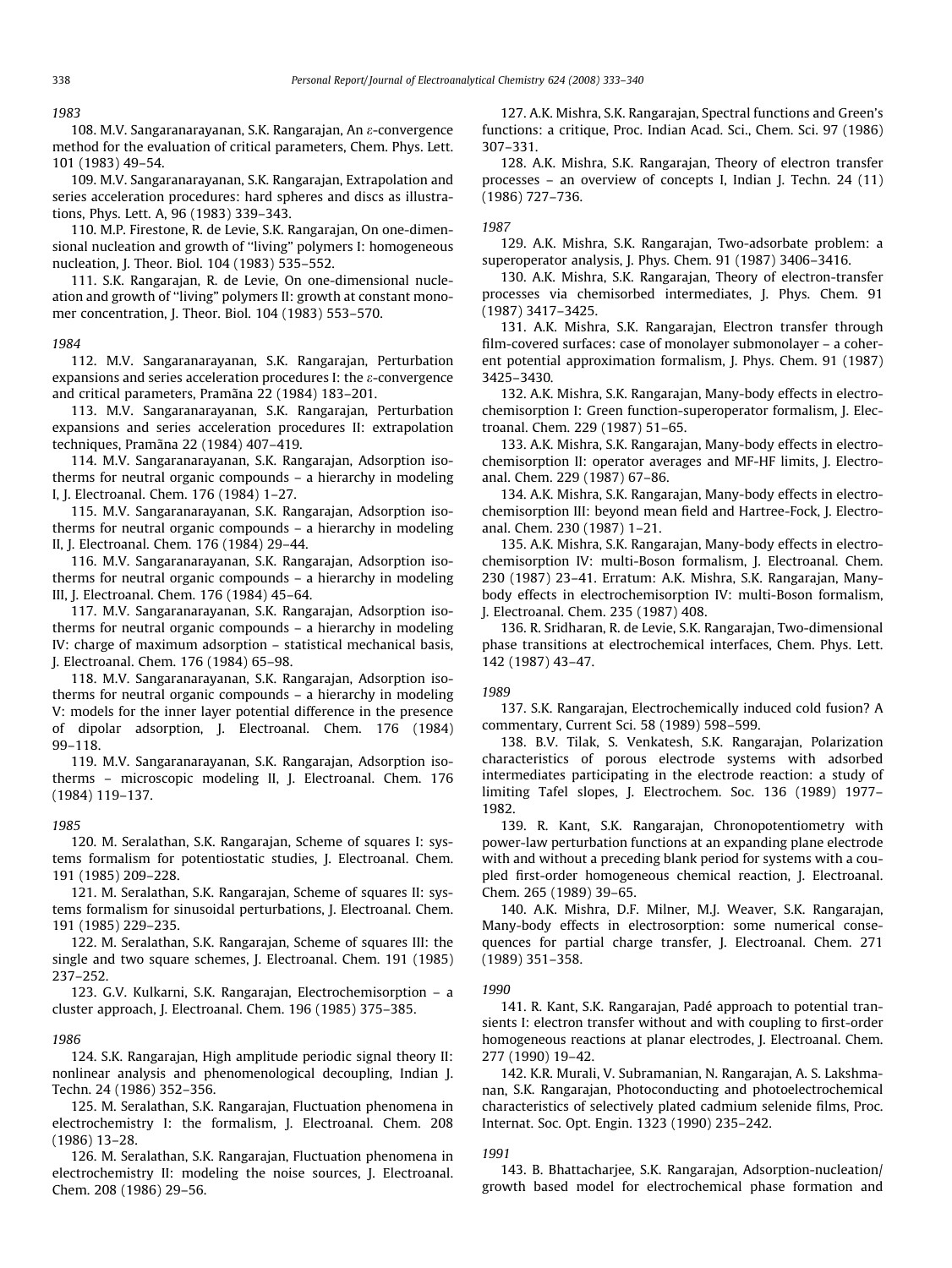*1983*

108. M.V. Sangaranarayanan, S.K. Rangarajan, An $\varepsilon$-convergence method for the evaluation of critical parameters, Chem. Phys. Lett. 101 (1983) 49–54.

109. M.V. Sangaranarayanan, S.K. Rangarajan, Extrapolation and series acceleration procedures: hard spheres and discs as illustrations, Phys. Lett. A, 96 (1983) 339–343.

110. M.P. Firestone, R. de Levie, S.K. Rangarajan, On one-dimensional nucleation and growth of "living" polymers I: homogeneous nucleation, J. Theor. Biol. 104 (1983) 535–552.

111. S.K. Rangarajan, R. de Levie, On one-dimensional nucleation and growth of "living" polymers II: growth at constant monomer concentration, J. Theor. Biol. 104 (1983) 553–570.

*1984*

112. M.V. Sangaranarayanan, S.K. Rangarajan, Perturbation expansions and series acceleration procedures I: the $\varepsilon$-convergence and critical parameters, Pramāna 22 (1984) 183–201.

113. M.V. Sangaranarayanan, S.K. Rangarajan, Perturbation expansions and series acceleration procedures II: extrapolation techniques, Pramāna 22 (1984) 407–419.

114. M.V. Sangaranarayanan, S.K. Rangarajan, Adsorption isotherms for neutral organic compounds – a hierarchy in modeling I, J. Electroanal. Chem. 176 (1984) 1–27.

115. M.V. Sangaranarayanan, S.K. Rangarajan, Adsorption isotherms for neutral organic compounds – a hierarchy in modeling II, J. Electroanal. Chem. 176 (1984) 29–44.

116. M.V. Sangaranarayanan, S.K. Rangarajan, Adsorption isotherms for neutral organic compounds – a hierarchy in modeling III, J. Electroanal. Chem. 176 (1984) 45–64.

117. M.V. Sangaranarayanan, S.K. Rangarajan, Adsorption isotherms for neutral organic compounds – a hierarchy in modeling IV: charge of maximum adsorption – statistical mechanical basis, J. Electroanal. Chem. 176 (1984) 65–98.

118. M.V. Sangaranarayanan, S.K. Rangarajan, Adsorption isotherms for neutral organic compounds – a hierarchy in modeling V: models for the inner layer potential difference in the presence of dipolar adsorption, J. Electroanal. Chem. 176 (1984) 99–118.

119. M.V. Sangaranarayanan, S.K. Rangarajan, Adsorption isotherms – microscopic modeling II, J. Electroanal. Chem. 176 (1984) 119–137.

*1985*

120. M. Seralathan, S.K. Rangarajan, Scheme of squares I: systems formalism for potentiostatic studies, J. Electroanal. Chem. 191 (1985) 209–228.

121. M. Seralathan, S.K. Rangarajan, Scheme of squares II: systems formalism for sinusoidal perturbations, J. Electroanal. Chem. 191 (1985) 229–235.

122. M. Seralathan, S.K. Rangarajan, Scheme of squares III: the single and two square schemes, J. Electroanal. Chem. 191 (1985) 237–252.

123. G.V. Kulkarni, S.K. Rangarajan, Electrochemisorption – a cluster approach, J. Electroanal. Chem. 196 (1985) 375–385.

*1986*

124. S.K. Rangarajan, High amplitude periodic signal theory II: nonlinear analysis and phenomenological decoupling, Indian J. Techn. 24 (1986) 352–356.

125. M. Seralathan, S.K. Rangarajan, Fluctuation phenomena in electrochemistry I: the formalism, J. Electroanal. Chem. 208 (1986) 13–28.

126. M. Seralathan, S.K. Rangarajan, Fluctuation phenomena in electrochemistry II: modeling the noise sources, J. Electroanal. Chem. 208 (1986) 29–56.

127. A.K. Mishra, S.K. Rangarajan, Spectral functions and Green's functions: a critique, Proc. Indian Acad. Sci., Chem. Sci. 97 (1986) 307–331.

128. A.K. Mishra, S.K. Rangarajan, Theory of electron transfer processes – an overview of concepts I, Indian J. Techn. 24 (11) (1986) 727–736.

*1987*

129. A.K. Mishra, S.K. Rangarajan, Two-adsorbate problem: a superoperator analysis, J. Phys. Chem. 91 (1987) 3406–3416.

130. A.K. Mishra, S.K. Rangarajan, Theory of electron-transfer processes via chemisorbed intermediates, J. Phys. Chem. 91 (1987) 3417–3425.

131. A.K. Mishra, S.K. Rangarajan, Electron transfer through film-covered surfaces: case of monolayer submonolayer – a coherent potential approximation formalism, J. Phys. Chem. 91 (1987) 3425–3430.

132. A.K. Mishra, S.K. Rangarajan, Many-body effects in electrochemisorption I: Green function-superoperator formalism, J. Electroanal. Chem. 229 (1987) 51–65.

133. A.K. Mishra, S.K. Rangarajan, Many-body effects in electrochemisorption II: operator averages and MF-HF limits, J. Electroanal. Chem. 229 (1987) 67–86.

134. A.K. Mishra, S.K. Rangarajan, Many-body effects in electrochemisorption III: beyond mean field and Hartree-Fock, J. Electroanal. Chem. 230 (1987) 1–21.

135. A.K. Mishra, S.K. Rangarajan, Many-body effects in electrochemisorption IV: multi-Boson formalism, J. Electroanal. Chem. 230 (1987) 23–41. Erratum: A.K. Mishra, S.K. Rangarajan, Many-body effects in electrochemisorption IV: multi-Boson formalism, J. Electroanal. Chem. 235 (1987) 408.

136. R. Sridharan, R. de Levie, S.K. Rangarajan, Two-dimensional phase transitions at electrochemical interfaces, Chem. Phys. Lett. 142 (1987) 43–47.

*1989*

137. S.K. Rangarajan, Electrochemically induced cold fusion? A commentary, Current Sci. 58 (1989) 598–599.

138. B.V. Tilak, S. Venkatesh, S.K. Rangarajan, Polarization characteristics of porous electrode systems with adsorbed intermediates participating in the electrode reaction: a study of limiting Tafel slopes, J. Electrochem. Soc. 136 (1989) 1977–1982.

139. R. Kant, S.K. Rangarajan, Chronopotentiometry with power-law perturbation functions at an expanding plane electrode with and without a preceding blank period for systems with a coupled first-order homogeneous chemical reaction, J. Electroanal. Chem. 265 (1989) 39–65.

140. A.K. Mishra, D.F. Milner, M.J. Weaver, S.K. Rangarajan, Many-body effects in electrosorption: some numerical consequences for partial charge transfer, J. Electroanal. Chem. 271 (1989) 351–358.

*1990*

141. R. Kant, S.K. Rangarajan, Padé approach to potential transients I: electron transfer without and with coupling to first-order homogeneous reactions at planar electrodes, J. Electroanal. Chem. 277 (1990) 19–42.

142. K.R. Murali, V. Subramanian, N. Rangarajan, A. S. Lakshmanan, S.K. Rangarajan, Photoconducting and photoelectrochemical characteristics of selectively plated cadmium selenide films, Proc. Internat. Soc. Opt. Engin. 1323 (1990) 235–242.

*1991*

143. B. Bhattacharjee, S.K. Rangarajan, Adsorption-nucleation/growth based model for electrochemical phase formation and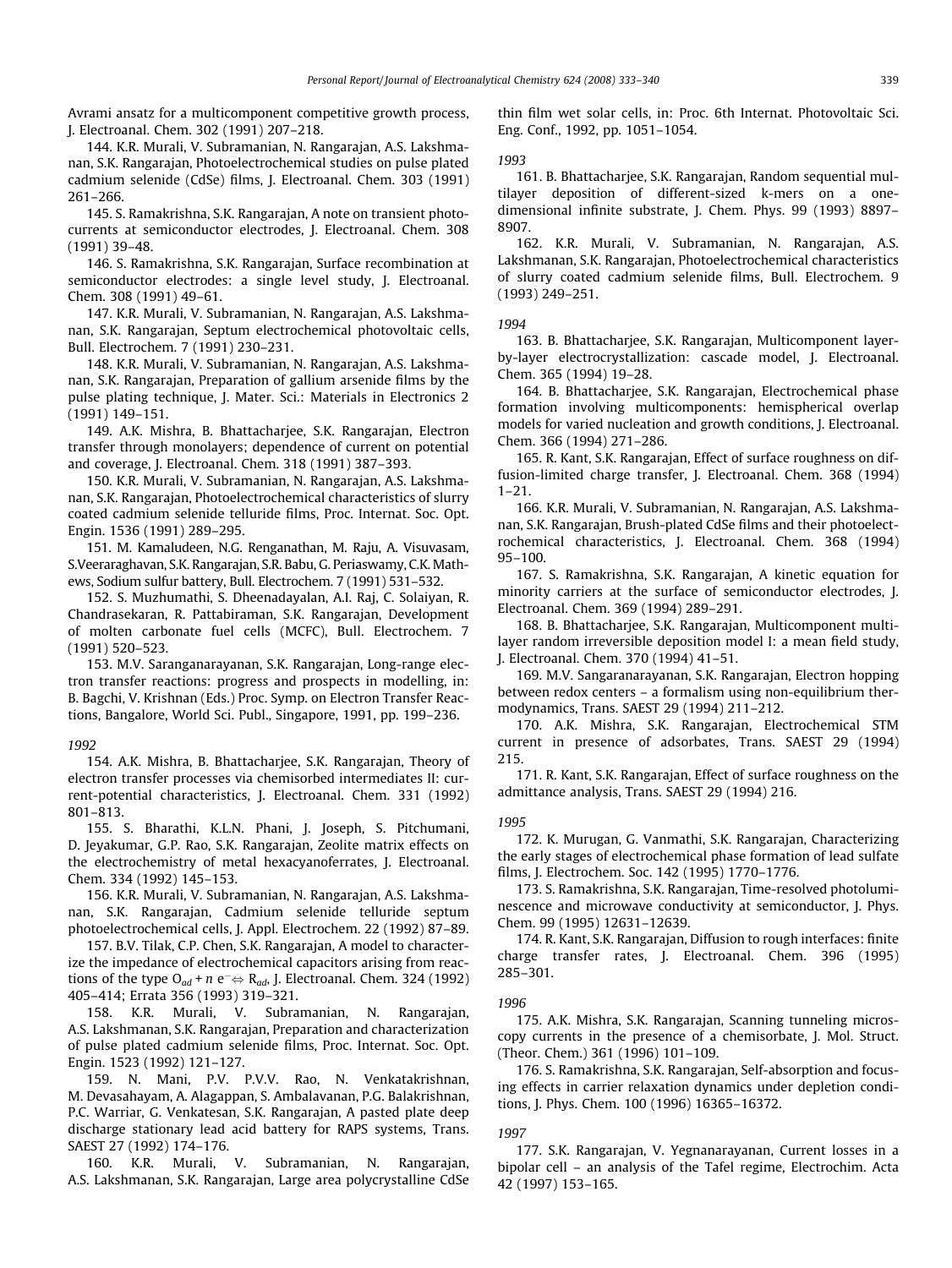Avrami ansatz for a multicomponent competitive growth process, J. Electroanal. Chem. 302 (1991) 207–218.

144. K.R. Murali, V. Subramanian, N. Rangarajan, A.S. Lakshmanan, S.K. Rangarajan, Photoelectrochemical studies on pulse plated cadmium selenide (CdSe) films, J. Electroanal. Chem. 303 (1991) 261–266.

145. S. Ramakrishna, S.K. Rangarajan, A note on transient photocurrents at semiconductor electrodes, J. Electroanal. Chem. 308 (1991) 39–48.

146. S. Ramakrishna, S.K. Rangarajan, Surface recombination at semiconductor electrodes: a single level study, J. Electroanal. Chem. 308 (1991) 49–61.

147. K.R. Murali, V. Subramanian, N. Rangarajan, A.S. Lakshmanan, S.K. Rangarajan, Septum electrochemical photovoltaic cells, Bull. Electrochem. 7 (1991) 230–231.

148. K.R. Murali, V. Subramanian, N. Rangarajan, A.S. Lakshmanan, S.K. Rangarajan, Preparation of gallium arsenide films by the pulse plating technique, J. Mater. Sci.: Materials in Electronics 2 (1991) 149–151.

149. A.K. Mishra, B. Bhattacharjee, S.K. Rangarajan, Electron transfer through monolayers; dependence of current on potential and coverage, J. Electroanal. Chem. 318 (1991) 387–393.

150. K.R. Murali, V. Subramanian, N. Rangarajan, A.S. Lakshmanan, S.K. Rangarajan, Photoelectrochemical characteristics of slurry coated cadmium selenide telluride films, Proc. Internat. Soc. Opt. Engin. 1536 (1991) 289–295.

151. M. Kamaludeen, N.G. Renganathan, M. Raju, A. Visuvasam, S.Veeraraghavan, S.K. Rangarajan, S.R. Babu, G. Periaswamy, C.K. Mathews, Sodium sulfur battery, Bull. Electrochem. 7 (1991) 531–532.

152. S. Muzhumathi, S. Dheenadayalan, A.I. Raj, C. Solaiyan, R. Chandrasekaran, R. Pattabiraman, S.K. Rangarajan, Development of molten carbonate fuel cells (MCFC), Bull. Electrochem. 7 (1991) 520–523.

153. M.V. Saranganarayanan, S.K. Rangarajan, Long-range electron transfer reactions: progress and prospects in modelling, in: B. Bagchi, V. Krishnan (Eds.) Proc. Symp. on Electron Transfer Reactions, Bangalore, World Sci. Publ., Singapore, 1991, pp. 199–236.

*1992*

154. A.K. Mishra, B. Bhattacharjee, S.K. Rangarajan, Theory of electron transfer processes via chemisorbed intermediates II: current-potential characteristics, J. Electroanal. Chem. 331 (1992) 801–813.

155. S. Bharathi, K.L.N. Phani, J. Joseph, S. Pitchumani, D. Jeyakumar, G.P. Rao, S.K. Rangarajan, Zeolite matrix effects on the electrochemistry of metal hexacyanoferrates, J. Electroanal. Chem. 334 (1992) 145–153.

156. K.R. Murali, V. Subramanian, N. Rangarajan, A.S. Lakshmanan, S.K. Rangarajan, Cadmium selenide telluride septum photoelectrochemical cells, J. Appl. Electrochem. 22 (1992) 87–89.

157. B.V. Tilak, C.P. Chen, S.K. Rangarajan, A model to characterize the impedance of electrochemical capacitors arising from reactions of the type $O_{ad} + n\ e^{-} \Leftrightarrow R_{ad}$, J. Electroanal. Chem. 324 (1992) 405–414; Errata 356 (1993) 319–321.

158. K.R. Murali, V. Subramanian, N. Rangarajan, A.S. Lakshmanan, S.K. Rangarajan, Preparation and characterization of pulse plated cadmium selenide films, Proc. Internat. Soc. Opt. Engin. 1523 (1992) 121–127.

159. N. Mani, P.V. P.V.V. Rao, N. Venkatakrishnan, M. Devasahayam, A. Alagappan, S. Ambalavanan, P.G. Balakrishnan, P.C. Warriar, G. Venkatesan, S.K. Rangarajan, A pasted plate deep discharge stationary lead acid battery for RAPS systems, Trans. SAEST 27 (1992) 174–176.

160. K.R. Murali, V. Subramanian, N. Rangarajan, A.S. Lakshmanan, S.K. Rangarajan, Large area polycrystalline CdSe thin film wet solar cells, in: Proc. 6th Internat. Photovoltaic Sci. Eng. Conf., 1992, pp. 1051–1054.

*1993*

161. B. Bhattacharjee, S.K. Rangarajan, Random sequential multilayer deposition of different-sized k-mers on a one-dimensional infinite substrate, J. Chem. Phys. 99 (1993) 8897–8907.

162. K.R. Murali, V. Subramanian, N. Rangarajan, A.S. Lakshmanan, S.K. Rangarajan, Photoelectrochemical characteristics of slurry coated cadmium selenide films, Bull. Electrochem. 9 (1993) 249–251.

*1994*

163. B. Bhattacharjee, S.K. Rangarajan, Multicomponent layer-by-layer electrocrystallization: cascade model, J. Electroanal. Chem. 365 (1994) 19–28.

164. B. Bhattacharjee, S.K. Rangarajan, Electrochemical phase formation involving multicomponents: hemispherical overlap models for varied nucleation and growth conditions, J. Electroanal. Chem. 366 (1994) 271–286.

165. R. Kant, S.K. Rangarajan, Effect of surface roughness on diffusion-limited charge transfer, J. Electroanal. Chem. 368 (1994) 1–21.

166. K.R. Murali, V. Subramanian, N. Rangarajan, A.S. Lakshmanan, S.K. Rangarajan, Brush-plated CdSe films and their photoelectrochemical characteristics, J. Electroanal. Chem. 368 (1994) 95–100.

167. S. Ramakrishna, S.K. Rangarajan, A kinetic equation for minority carriers at the surface of semiconductor electrodes, J. Electroanal. Chem. 369 (1994) 289–291.

168. B. Bhattacharjee, S.K. Rangarajan, Multicomponent multilayer random irreversible deposition model I: a mean field study, J. Electroanal. Chem. 370 (1994) 41–51.

169. M.V. Sangaranarayanan, S.K. Rangarajan, Electron hopping between redox centers – a formalism using non-equilibrium thermodynamics, Trans. SAEST 29 (1994) 211–212.

170. A.K. Mishra, S.K. Rangarajan, Electrochemical STM current in presence of adsorbates, Trans. SAEST 29 (1994) 215.

171. R. Kant, S.K. Rangarajan, Effect of surface roughness on the admittance analysis, Trans. SAEST 29 (1994) 216.

*1995*

172. K. Murugan, G. Vanmathi, S.K. Rangarajan, Characterizing the early stages of electrochemical phase formation of lead sulfate films, J. Electrochem. Soc. 142 (1995) 1770–1776.

173. S. Ramakrishna, S.K. Rangarajan, Time-resolved photoluminescence and microwave conductivity at semiconductor, J. Phys. Chem. 99 (1995) 12631–12639.

174. R. Kant, S.K. Rangarajan, Diffusion to rough interfaces: finite charge transfer rates, J. Electroanal. Chem. 396 (1995) 285–301.

*1996*

175. A.K. Mishra, S.K. Rangarajan, Scanning tunneling microscopy currents in the presence of a chemisorbate, J. Mol. Struct. (Theor. Chem.) 361 (1996) 101–109.

176. S. Ramakrishna, S.K. Rangarajan, Self-absorption and focusing effects in carrier relaxation dynamics under depletion conditions, J. Phys. Chem. 100 (1996) 16365–16372.

*1997*

177. S.K. Rangarajan, V. Yegnanarayanan, Current losses in a bipolar cell – an analysis of the Tafel regime, Electrochim. Acta 42 (1997) 153–165.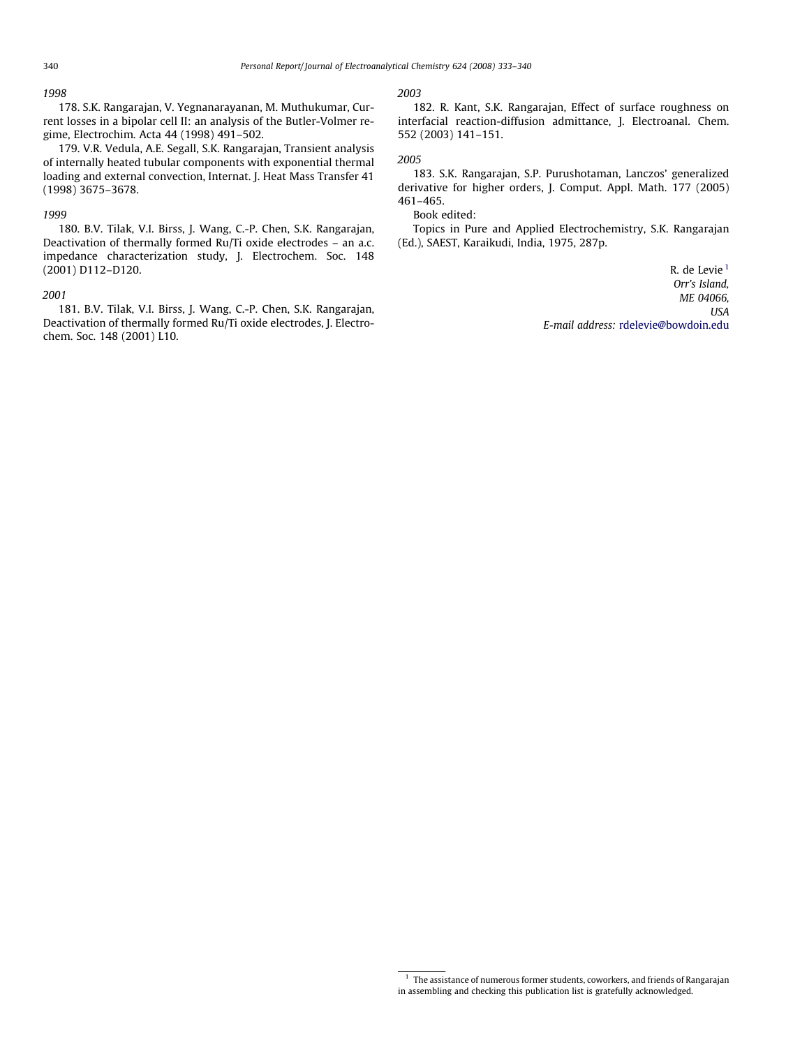*1998*

178. S.K. Rangarajan, V. Yegnanarayanan, M. Muthukumar, Current losses in a bipolar cell II: an analysis of the Butler-Volmer regime, Electrochim. Acta 44 (1998) 491–502.

179. V.R. Vedula, A.E. Segall, S.K. Rangarajan, Transient analysis of internally heated tubular components with exponential thermal loading and external convection, Internat. J. Heat Mass Transfer 41 (1998) 3675–3678.

*1999*

180. B.V. Tilak, V.I. Birss, J. Wang, C.-P. Chen, S.K. Rangarajan, Deactivation of thermally formed Ru/Ti oxide electrodes – an a.c. impedance characterization study, J. Electrochem. Soc. 148 (2001) D112–D120.

*2001*

181. B.V. Tilak, V.I. Birss, J. Wang, C.-P. Chen, S.K. Rangarajan, Deactivation of thermally formed Ru/Ti oxide electrodes, J. Electrochem. Soc. 148 (2001) L10.

*2003*

182. R. Kant, S.K. Rangarajan, Effect of surface roughness on interfacial reaction-diffusion admittance, J. Electroanal. Chem. 552 (2003) 141–151.

*2005*

183. S.K. Rangarajan, S.P. Purushotaman, Lanczos' generalized derivative for higher orders, J. Comput. Appl. Math. 177 (2005) 461–465.

Book edited:

Topics in Pure and Applied Electrochemistry, S.K. Rangarajan (Ed.), SAEST, Karaikudi, India, 1975, 287p.

R. de Levie [1]
*Orr's Island,*
*ME 04066,*
*USA*
*E-mail address:* rdelevie@bowdoin.edu

[1] The assistance of numerous former students, coworkers, and friends of Rangarajan in assembling and checking this publication list is gratefully acknowledged.